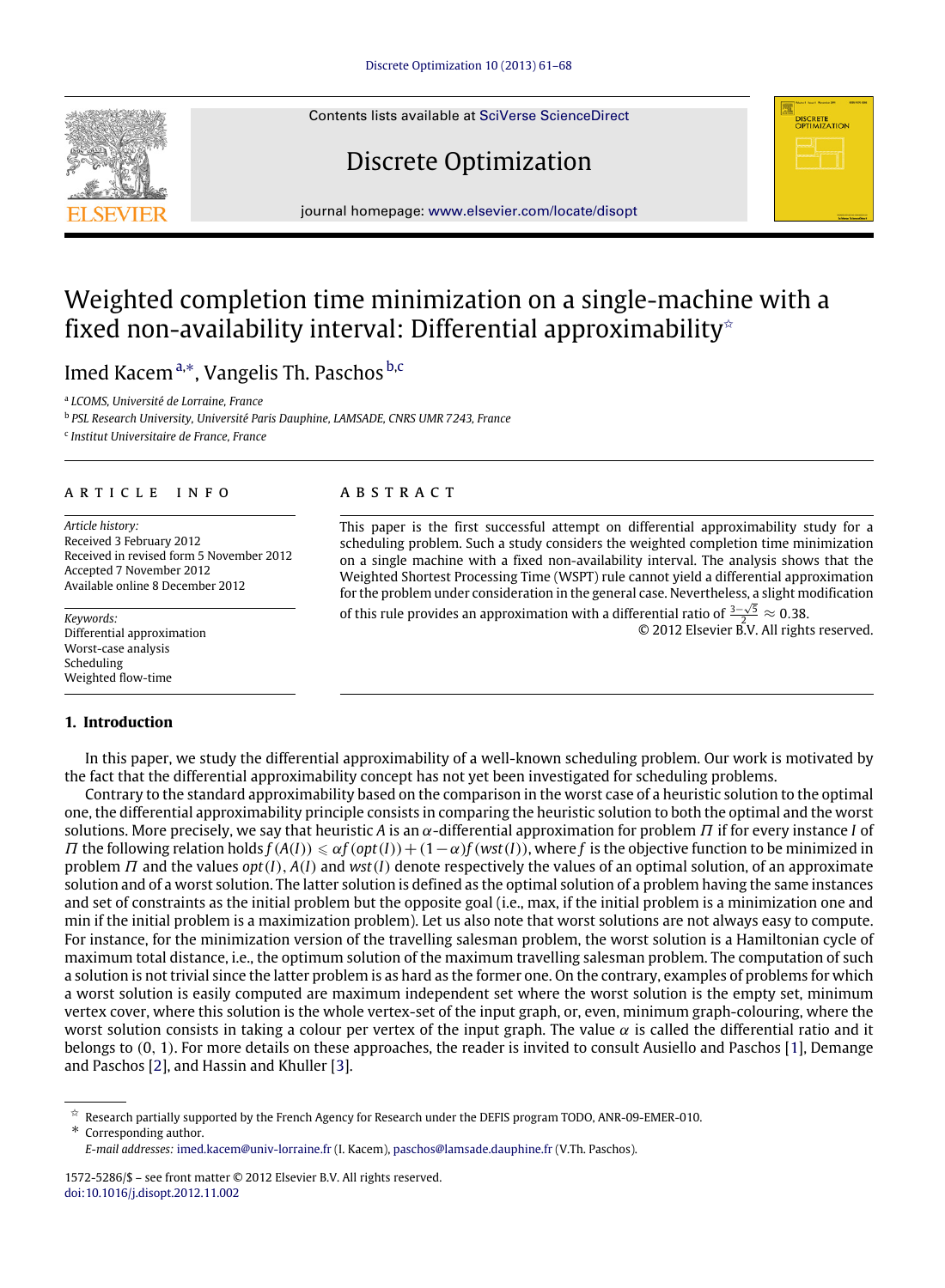# Weighted completion time minimization on a single-machine with a fixed non-availability interval: Differential approximability[☆]

Imed Kacem[a,*], Vangelis Th. Paschos[b,c]

[a] LCOMS, Université de Lorraine, France

[b] PSL Research University, Université Paris Dauphine, LAMSADE, CNRS UMR 7243, France

[c] Institut Universitaire de France, France

## ARTICLE INFO

*Article history:*
Received 3 February 2012
Received in revised form 5 November 2012
Accepted 7 November 2012
Available online 8 December 2012

*Keywords:*
Differential approximation
Worst-case analysis
Scheduling
Weighted flow-time

## ABSTRACT

This paper is the first successful attempt on differential approximability study for a scheduling problem. Such a study considers the weighted completion time minimization on a single machine with a fixed non-availability interval. The analysis shows that the Weighted Shortest Processing Time (WSPT) rule cannot yield a differential approximation for the problem under consideration in the general case. Nevertheless, a slight modification of this rule provides an approximation with a differential ratio of $\frac{3-\sqrt{5}}{2} \approx 0.38$.

© 2012 Elsevier B.V. All rights reserved.

## 1. Introduction

In this paper, we study the differential approximability of a well-known scheduling problem. Our work is motivated by the fact that the differential approximability concept has not yet been investigated for scheduling problems.

Contrary to the standard approximability based on the comparison in the worst case of a heuristic solution to the optimal one, the differential approximability principle consists in comparing the heuristic solution to both the optimal and the worst solutions. More precisely, we say that heuristic $A$ is an $\alpha$-differential approximation for problem $\Pi$ if for every instance $I$ of $\Pi$ the following relation holds $f(A(I)) \leqslant \alpha f(opt(I)) + (1-\alpha) f(wst(I))$, where $f$ is the objective function to be minimized in problem $\Pi$ and the values $opt(I)$, $A(I)$ and $wst(I)$ denote respectively the values of an optimal solution, of an approximate solution and of a worst solution. The latter solution is defined as the optimal solution of a problem having the same instances and set of constraints as the initial problem but the opposite goal (i.e., max, if the initial problem is a minimization one and min if the initial problem is a maximization problem). Let us also note that worst solutions are not always easy to compute. For instance, for the minimization version of the travelling salesman problem, the worst solution is a Hamiltonian cycle of maximum total distance, i.e., the optimum solution of the maximum travelling salesman problem. The computation of such a solution is not trivial since the latter problem is as hard as the former one. On the contrary, examples of problems for which a worst solution is easily computed are maximum independent set where the worst solution is the empty set, minimum vertex cover, where this solution is the whole vertex-set of the input graph, or, even, minimum graph-colouring, where the worst solution consists in taking a colour per vertex of the input graph. The value $\alpha$ is called the differential ratio and it belongs to $(0, 1)$. For more details on these approaches, the reader is invited to consult Ausiello and Paschos [1], Demange and Paschos [2], and Hassin and Khuller [3].

---

☆ Research partially supported by the French Agency for Research under the DEFIS program TODO, ANR-09-EMER-010.

\* Corresponding author.

*E-mail addresses:* imed.kacem@univ-lorraine.fr (I. Kacem), paschos@lamsade.dauphine.fr (V.Th. Paschos).

1572-5286/$ – see front matter © 2012 Elsevier B.V. All rights reserved.
doi:10.1016/j.disopt.2012.11.002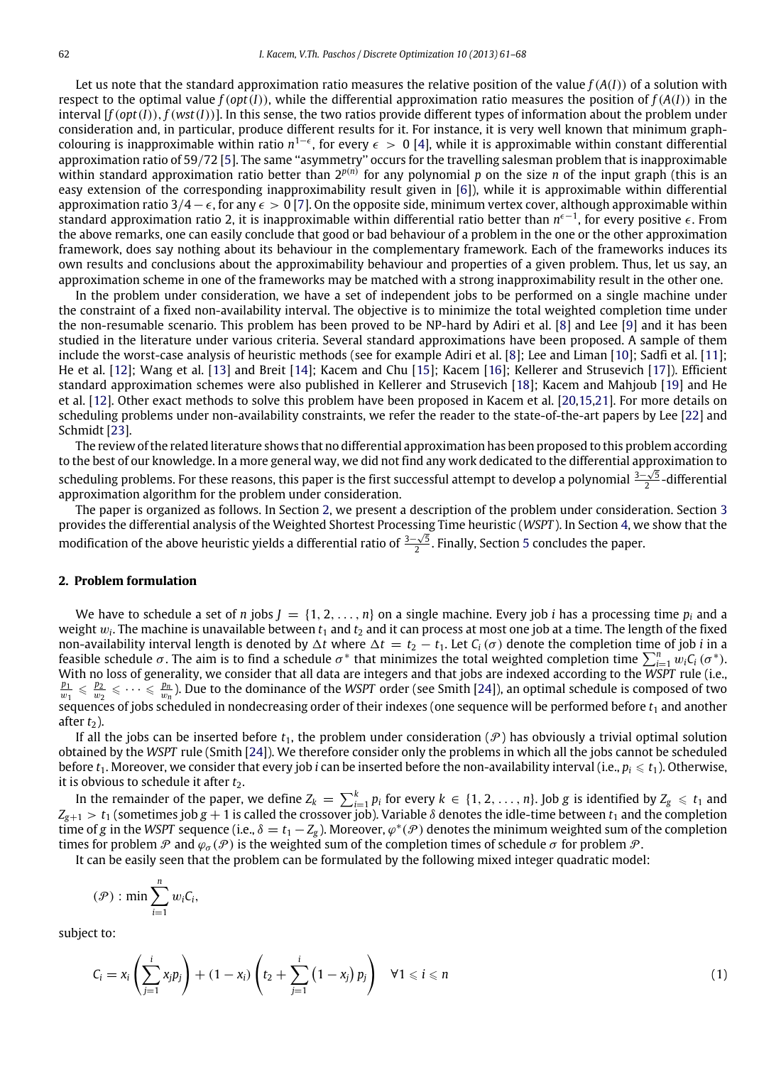Let us note that the standard approximation ratio measures the relative position of the value $f(A(I))$ of a solution with respect to the optimal value $f(opt(I))$, while the differential approximation ratio measures the position of $f(A(I))$ in the interval $[f(opt(I)), f(wst(I))]$. In this sense, the two ratios provide different types of information about the problem under consideration and, in particular, produce different results for it. For instance, it is very well known that minimum graph-colouring is inapproximable within ratio $n^{1-\epsilon}$, for every $\epsilon > 0$ [4], while it is approximable within constant differential approximation ratio of 59/72 [5]. The same "asymmetry" occurs for the travelling salesman problem that is inapproximable within standard approximation ratio better than $2^{p(n)}$ for any polynomial $p$ on the size $n$ of the input graph (this is an easy extension of the corresponding inapproximability result given in [6]), while it is approximable within differential approximation ratio $3/4 - \epsilon$, for any $\epsilon > 0$ [7]. On the opposite side, minimum vertex cover, although approximable within standard approximation ratio 2, it is inapproximable within differential ratio better than $n^{\epsilon-1}$, for every positive $\epsilon$. From the above remarks, one can easily conclude that good or bad behaviour of a problem in the one or the other approximation framework, does say nothing about its behaviour in the complementary framework. Each of the frameworks induces its own results and conclusions about the approximability behaviour and properties of a given problem. Thus, let us say, an approximation scheme in one of the frameworks may be matched with a strong inapproximability result in the other one.

In the problem under consideration, we have a set of independent jobs to be performed on a single machine under the constraint of a fixed non-availability interval. The objective is to minimize the total weighted completion time under the non-resumable scenario. This problem has been proved to be NP-hard by Adiri et al. [8] and Lee [9] and it has been studied in the literature under various criteria. Several standard approximations have been proposed. A sample of them include the worst-case analysis of heuristic methods (see for example Adiri et al. [8]; Lee and Liman [10]; Sadfi et al. [11]; He et al. [12]; Wang et al. [13] and Breit [14]; Kacem and Chu [15]; Kacem [16]; Kellerer and Strusevich [17]). Efficient standard approximation schemes were also published in Kellerer and Strusevich [18]; Kacem and Mahjoub [19] and He et al. [12]. Other exact methods to solve this problem have been proposed in Kacem et al. [20,15,21]. For more details on scheduling problems under non-availability constraints, we refer the reader to the state-of-the-art papers by Lee [22] and Schmidt [23].

The review of the related literature shows that no differential approximation has been proposed to this problem according to the best of our knowledge. In a more general way, we did not find any work dedicated to the differential approximation to scheduling problems. For these reasons, this paper is the first successful attempt to develop a polynomial $\frac{3-\sqrt{5}}{2}$-differential approximation algorithm for the problem under consideration.

The paper is organized as follows. In Section 2, we present a description of the problem under consideration. Section 3 provides the differential analysis of the Weighted Shortest Processing Time heuristic (*WSPT*). In Section 4, we show that the modification of the above heuristic yields a differential ratio of $\frac{3-\sqrt{5}}{2}$. Finally, Section 5 concludes the paper.

## 2. Problem formulation

We have to schedule a set of $n$ jobs $J = \{1, 2, \ldots, n\}$ on a single machine. Every job $i$ has a processing time $p_i$ and a weight $w_i$. The machine is unavailable between $t_1$ and $t_2$ and it can process at most one job at a time. The length of the fixed non-availability interval length is denoted by $\Delta t$ where $\Delta t = t_2 - t_1$. Let $C_i(\sigma)$ denote the completion time of job $i$ in a feasible schedule $\sigma$. The aim is to find a schedule $\sigma^*$ that minimizes the total weighted completion time $\sum_{i=1}^{n} w_i C_i(\sigma^*)$. With no loss of generality, we consider that all data are integers and that jobs are indexed according to the *WSPT* rule (i.e., $\frac{p_1}{w_1} \leqslant \frac{p_2}{w_2} \leqslant \cdots \leqslant \frac{p_n}{w_n}$). Due to the dominance of the *WSPT* order (see Smith [24]), an optimal schedule is composed of two sequences of jobs scheduled in nondecreasing order of their indexes (one sequence will be performed before $t_1$ and another after $t_2$).

If all the jobs can be inserted before $t_1$, the problem under consideration ($\mathcal{P}$) has obviously a trivial optimal solution obtained by the *WSPT* rule (Smith [24]). We therefore consider only the problems in which all the jobs cannot be scheduled before $t_1$. Moreover, we consider that every job $i$ can be inserted before the non-availability interval (i.e., $p_i \leqslant t_1$). Otherwise, it is obvious to schedule it after $t_2$.

In the remainder of the paper, we define $Z_k = \sum_{i=1}^{k} p_i$ for every $k \in \{1, 2, \ldots, n\}$. Job $g$ is identified by $Z_g \leqslant t_1$ and $Z_{g+1} > t_1$ (sometimes job $g+1$ is called the crossover job). Variable $\delta$ denotes the idle-time between $t_1$ and the completion time of $g$ in the *WSPT* sequence (i.e., $\delta = t_1 - Z_g$). Moreover, $\varphi^*(\mathcal{P})$ denotes the minimum weighted sum of the completion times for problem $\mathcal{P}$ and $\varphi_\sigma(\mathcal{P})$ is the weighted sum of the completion times of schedule $\sigma$ for problem $\mathcal{P}$.

It can be easily seen that the problem can be formulated by the following mixed integer quadratic model:

$$(\mathcal{P}) : \min \sum_{i=1}^{n} w_i C_i,$$

subject to:

$$C_i = x_i \left( \sum_{j=1}^{i} x_j p_j \right) + (1 - x_i) \left( t_2 + \sum_{j=1}^{i} \left(1 - x_j\right) p_j \right) \quad \forall 1 \leqslant i \leqslant n \tag{1}$$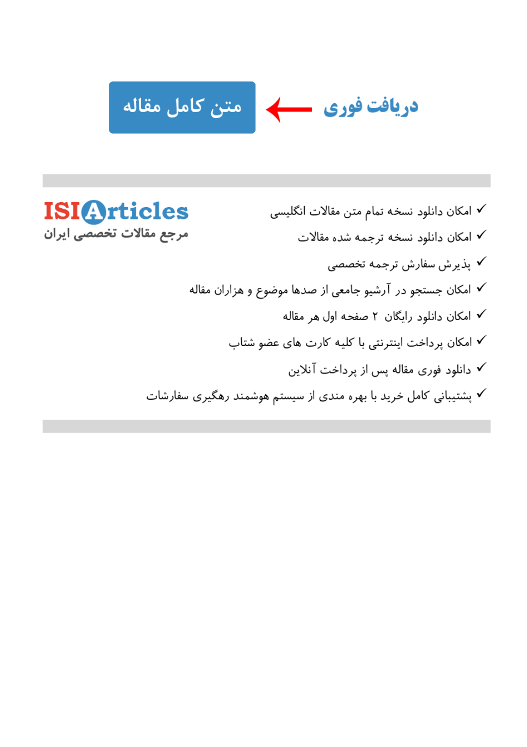دریافت فوری ← **متن کامل مقاله**

**ISIArticles**
مرجع مقالات تخصصی ایران

- ✓ امکان دانلود نسخه تمام متن مقالات انگلیسی
- ✓ امکان دانلود نسخه ترجمه شده مقالات
- ✓ پذیرش سفارش ترجمه تخصصی
- ✓ امکان جستجو در آرشیو جامعی از صدها موضوع و هزاران مقاله
- ✓ امکان دانلود رایگان ۲ صفحه اول هر مقاله
- ✓ امکان پرداخت اینترنتی با کلیه کارت های عضو شتاب
- ✓ دانلود فوری مقاله پس از پرداخت آنلاین
- ✓ پشتیبانی کامل خرید با بهره مندی از سیستم هوشمند رهگیری سفارشات